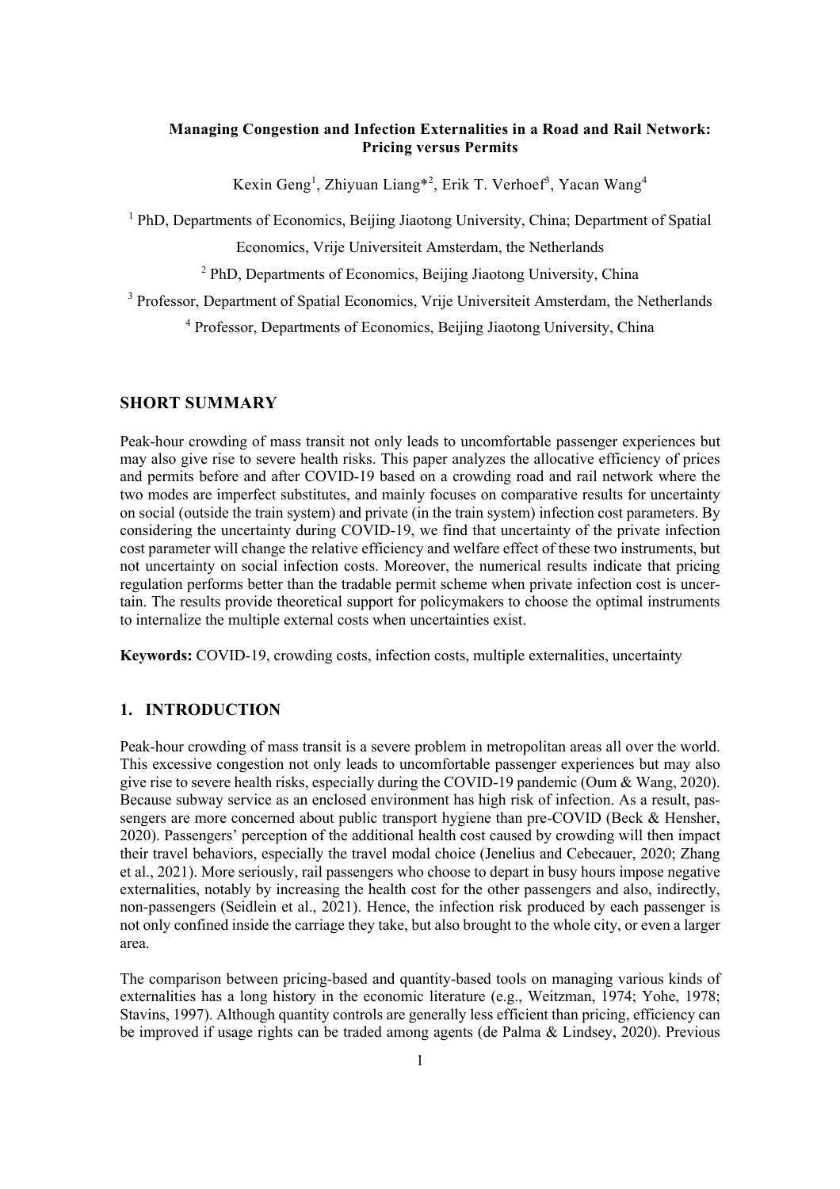**Managing Congestion and Infection Externalities in a Road and Rail Network: Pricing versus Permits**

Kexin Geng[1], Zhiyuan Liang*[2], Erik T. Verhoef[3], Yacan Wang[4]

[1] PhD, Departments of Economics, Beijing Jiaotong University, China; Department of Spatial Economics, Vrije Universiteit Amsterdam, the Netherlands

[2] PhD, Departments of Economics, Beijing Jiaotong University, China

[3] Professor, Department of Spatial Economics, Vrije Universiteit Amsterdam, the Netherlands

[4] Professor, Departments of Economics, Beijing Jiaotong University, China

## SHORT SUMMARY

Peak-hour crowding of mass transit not only leads to uncomfortable passenger experiences but may also give rise to severe health risks. This paper analyzes the allocative efficiency of prices and permits before and after COVID-19 based on a crowding road and rail network where the two modes are imperfect substitutes, and mainly focuses on comparative results for uncertainty on social (outside the train system) and private (in the train system) infection cost parameters. By considering the uncertainty during COVID-19, we find that uncertainty of the private infection cost parameter will change the relative efficiency and welfare effect of these two instruments, but not uncertainty on social infection costs. Moreover, the numerical results indicate that pricing regulation performs better than the tradable permit scheme when private infection cost is uncertain. The results provide theoretical support for policymakers to choose the optimal instruments to internalize the multiple external costs when uncertainties exist.

**Keywords:** COVID-19, crowding costs, infection costs, multiple externalities, uncertainty

## 1. INTRODUCTION

Peak-hour crowding of mass transit is a severe problem in metropolitan areas all over the world. This excessive congestion not only leads to uncomfortable passenger experiences but may also give rise to severe health risks, especially during the COVID-19 pandemic (Oum & Wang, 2020). Because subway service as an enclosed environment has high risk of infection. As a result, passengers are more concerned about public transport hygiene than pre-COVID (Beck & Hensher, 2020). Passengers' perception of the additional health cost caused by crowding will then impact their travel behaviors, especially the travel modal choice (Jenelius and Cebecauer, 2020; Zhang et al., 2021). More seriously, rail passengers who choose to depart in busy hours impose negative externalities, notably by increasing the health cost for the other passengers and also, indirectly, non-passengers (Seidlein et al., 2021). Hence, the infection risk produced by each passenger is not only confined inside the carriage they take, but also brought to the whole city, or even a larger area.

The comparison between pricing-based and quantity-based tools on managing various kinds of externalities has a long history in the economic literature (e.g., Weitzman, 1974; Yohe, 1978; Stavins, 1997). Although quantity controls are generally less efficient than pricing, efficiency can be improved if usage rights can be traded among agents (de Palma & Lindsey, 2020). Previous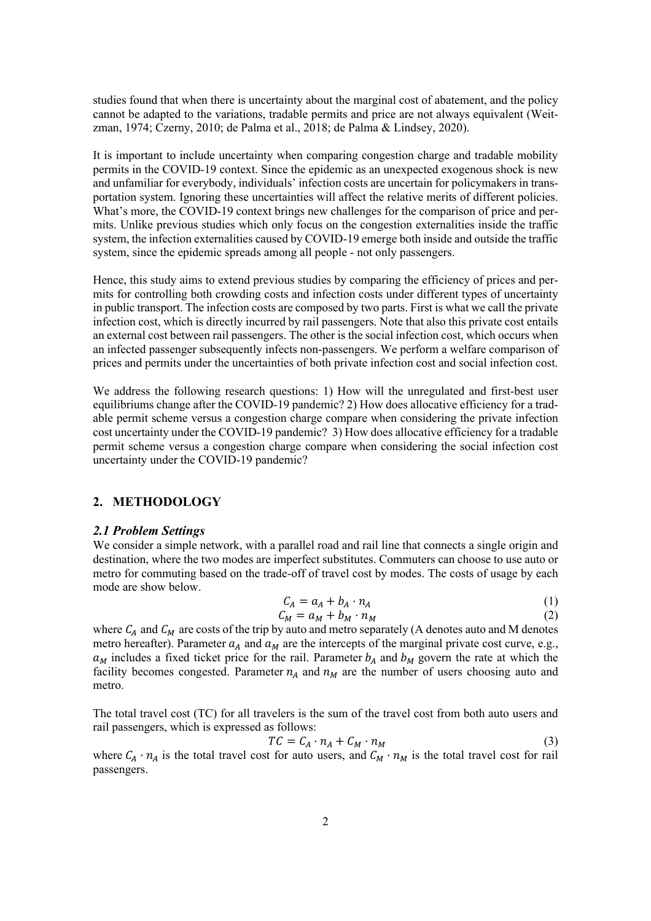studies found that when there is uncertainty about the marginal cost of abatement, and the policy cannot be adapted to the variations, tradable permits and price are not always equivalent (Weitzman, 1974; Czerny, 2010; de Palma et al., 2018; de Palma & Lindsey, 2020).

It is important to include uncertainty when comparing congestion charge and tradable mobility permits in the COVID-19 context. Since the epidemic as an unexpected exogenous shock is new and unfamiliar for everybody, individuals' infection costs are uncertain for policymakers in transportation system. Ignoring these uncertainties will affect the relative merits of different policies. What's more, the COVID-19 context brings new challenges for the comparison of price and permits. Unlike previous studies which only focus on the congestion externalities inside the traffic system, the infection externalities caused by COVID-19 emerge both inside and outside the traffic system, since the epidemic spreads among all people - not only passengers.

Hence, this study aims to extend previous studies by comparing the efficiency of prices and permits for controlling both crowding costs and infection costs under different types of uncertainty in public transport. The infection costs are composed by two parts. First is what we call the private infection cost, which is directly incurred by rail passengers. Note that also this private cost entails an external cost between rail passengers. The other is the social infection cost, which occurs when an infected passenger subsequently infects non-passengers. We perform a welfare comparison of prices and permits under the uncertainties of both private infection cost and social infection cost.

We address the following research questions: 1) How will the unregulated and first-best user equilibriums change after the COVID-19 pandemic? 2) How does allocative efficiency for a tradable permit scheme versus a congestion charge compare when considering the private infection cost uncertainty under the COVID-19 pandemic? 3) How does allocative efficiency for a tradable permit scheme versus a congestion charge compare when considering the social infection cost uncertainty under the COVID-19 pandemic?

## 2. METHODOLOGY

### *2.1 Problem Settings*

We consider a simple network, with a parallel road and rail line that connects a single origin and destination, where the two modes are imperfect substitutes. Commuters can choose to use auto or metro for commuting based on the trade-off of travel cost by modes. The costs of usage by each mode are show below.

$$C_A = a_A + b_A \cdot n_A \tag{1}$$

$$C_M = a_M + b_M \cdot n_M \tag{2}$$

where $C_A$ and $C_M$ are costs of the trip by auto and metro separately (A denotes auto and M denotes metro hereafter). Parameter $a_A$ and $a_M$ are the intercepts of the marginal private cost curve, e.g., $a_M$ includes a fixed ticket price for the rail. Parameter $b_A$ and $b_M$ govern the rate at which the facility becomes congested. Parameter $n_A$ and $n_M$ are the number of users choosing auto and metro.

The total travel cost (TC) for all travelers is the sum of the travel cost from both auto users and rail passengers, which is expressed as follows:

$$TC = C_A \cdot n_A + C_M \cdot n_M \tag{3}$$

where $C_A \cdot n_A$ is the total travel cost for auto users, and $C_M \cdot n_M$ is the total travel cost for rail passengers.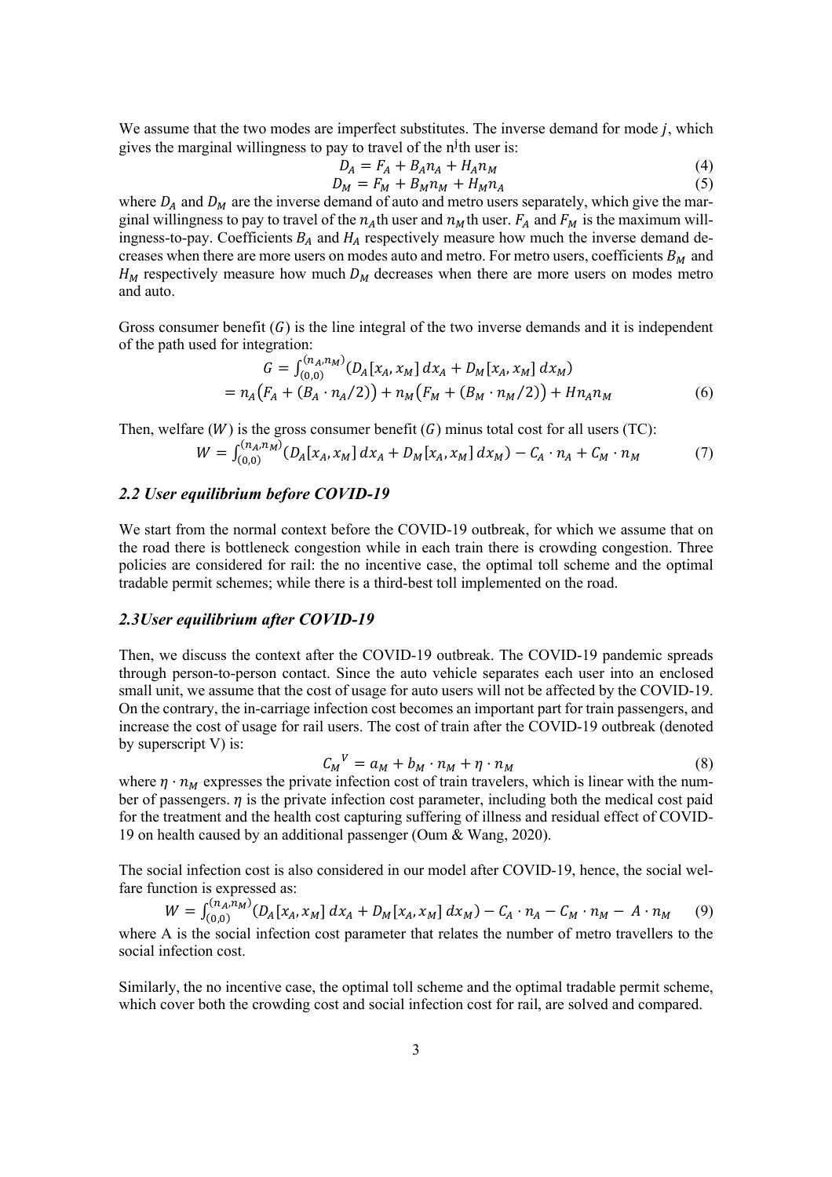We assume that the two modes are imperfect substitutes. The inverse demand for mode $j$, which gives the marginal willingness to pay to travel of the $n^j$th user is:

$$D_A = F_A + B_A n_A + H_A n_M \tag{4}$$

$$D_M = F_M + B_M n_M + H_M n_A \tag{5}$$

where $D_A$ and $D_M$ are the inverse demand of auto and metro users separately, which give the marginal willingness to pay to travel of the $n_A$th user and $n_M$th user. $F_A$ and $F_M$ is the maximum willingness-to-pay. Coefficients $B_A$ and $H_A$ respectively measure how much the inverse demand decreases when there are more users on modes auto and metro. For metro users, coefficients $B_M$ and $H_M$ respectively measure how much $D_M$ decreases when there are more users on modes metro and auto.

Gross consumer benefit ($G$) is the line integral of the two inverse demands and it is independent of the path used for integration:

$$G = \int_{(0,0)}^{(n_A,n_M)} (D_A[x_A, x_M]\, dx_A + D_M[x_A, x_M]\, dx_M)$$
$$= n_A\big(F_A + (B_A \cdot n_A/2)\big) + n_M\big(F_M + (B_M \cdot n_M/2)\big) + H n_A n_M \tag{6}$$

Then, welfare ($W$) is the gross consumer benefit ($G$) minus total cost for all users (TC):

$$W = \int_{(0,0)}^{(n_A,n_M)} (D_A[x_A, x_M]\, dx_A + D_M[x_A, x_M]\, dx_M) - C_A \cdot n_A + C_M \cdot n_M \tag{7}$$

### *2.2 User equilibrium before COVID-19*

We start from the normal context before the COVID-19 outbreak, for which we assume that on the road there is bottleneck congestion while in each train there is crowding congestion. Three policies are considered for rail: the no incentive case, the optimal toll scheme and the optimal tradable permit schemes; while there is a third-best toll implemented on the road.

### *2.3User equilibrium after COVID-19*

Then, we discuss the context after the COVID-19 outbreak. The COVID-19 pandemic spreads through person-to-person contact. Since the auto vehicle separates each user into an enclosed small unit, we assume that the cost of usage for auto users will not be affected by the COVID-19. On the contrary, the in-carriage infection cost becomes an important part for train passengers, and increase the cost of usage for rail users. The cost of train after the COVID-19 outbreak (denoted by superscript V) is:

$${C_M}^V = a_M + b_M \cdot n_M + \eta \cdot n_M \tag{8}$$

where $\eta \cdot n_M$ expresses the private infection cost of train travelers, which is linear with the number of passengers. $\eta$ is the private infection cost parameter, including both the medical cost paid for the treatment and the health cost capturing suffering of illness and residual effect of COVID-19 on health caused by an additional passenger (Oum & Wang, 2020).

The social infection cost is also considered in our model after COVID-19, hence, the social welfare function is expressed as:

$$W = \int_{(0,0)}^{(n_A,n_M)} (D_A[x_A, x_M]\, dx_A + D_M[x_A, x_M]\, dx_M) - C_A \cdot n_A - C_M \cdot n_M - A \cdot n_M \tag{9}$$

where A is the social infection cost parameter that relates the number of metro travellers to the social infection cost.

Similarly, the no incentive case, the optimal toll scheme and the optimal tradable permit scheme, which cover both the crowding cost and social infection cost for rail, are solved and compared.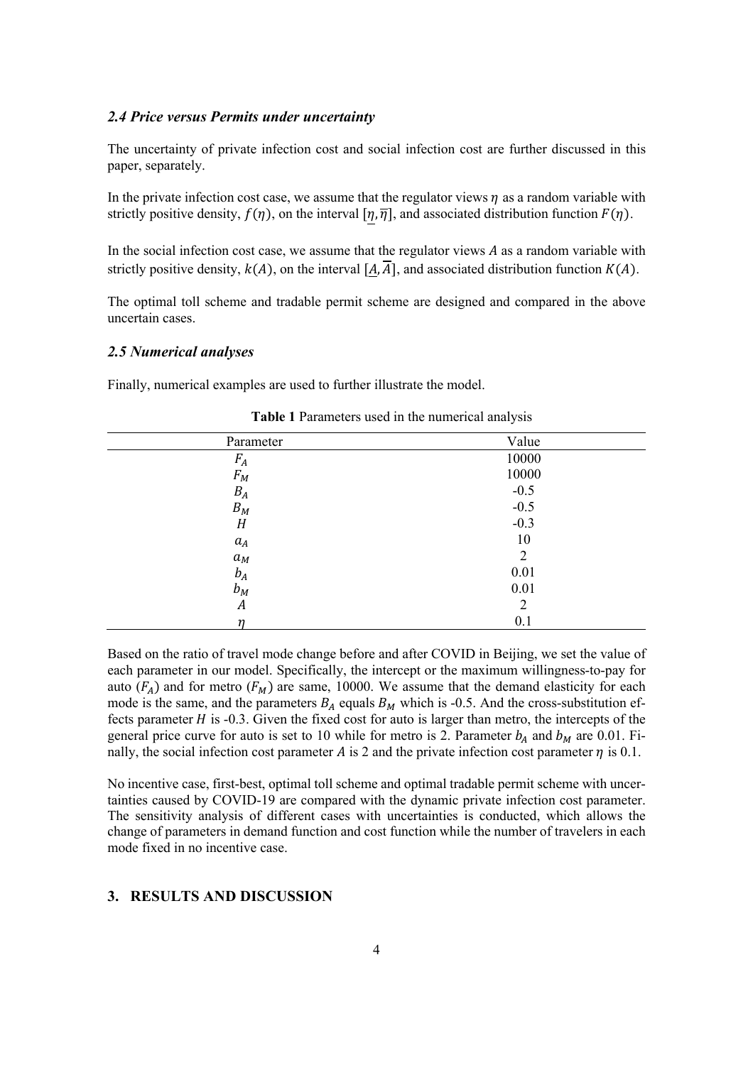### *2.4 Price versus Permits under uncertainty*

The uncertainty of private infection cost and social infection cost are further discussed in this paper, separately.

In the private infection cost case, we assume that the regulator views $\eta$ as a random variable with strictly positive density, $f(\eta)$, on the interval $[\underline{\eta}, \overline{\eta}]$, and associated distribution function $F(\eta)$.

In the social infection cost case, we assume that the regulator views $A$ as a random variable with strictly positive density, $k(A)$, on the interval $[\underline{A}, \overline{A}]$, and associated distribution function $K(A)$.

The optimal toll scheme and tradable permit scheme are designed and compared in the above uncertain cases.

### *2.5 Numerical analyses*

Finally, numerical examples are used to further illustrate the model.

**Table 1** Parameters used in the numerical analysis

| Parameter | Value |
|---|---|
| $F_A$ | 10000 |
| $F_M$ | 10000 |
| $B_A$ | -0.5 |
| $B_M$ | -0.5 |
| $H$ | -0.3 |
| $a_A$ | 10 |
| $a_M$ | 2 |
| $b_A$ | 0.01 |
| $b_M$ | 0.01 |
| $A$ | 2 |
| $\eta$ | 0.1 |

Based on the ratio of travel mode change before and after COVID in Beijing, we set the value of each parameter in our model. Specifically, the intercept or the maximum willingness-to-pay for auto ($F_A$) and for metro ($F_M$) are same, 10000. We assume that the demand elasticity for each mode is the same, and the parameters $B_A$ equals $B_M$ which is -0.5. And the cross-substitution effects parameter $H$ is -0.3. Given the fixed cost for auto is larger than metro, the intercepts of the general price curve for auto is set to 10 while for metro is 2. Parameter $b_A$ and $b_M$ are 0.01. Finally, the social infection cost parameter $A$ is 2 and the private infection cost parameter $\eta$ is 0.1.

No incentive case, first-best, optimal toll scheme and optimal tradable permit scheme with uncertainties caused by COVID-19 are compared with the dynamic private infection cost parameter. The sensitivity analysis of different cases with uncertainties is conducted, which allows the change of parameters in demand function and cost function while the number of travelers in each mode fixed in no incentive case.

## 3. RESULTS AND DISCUSSION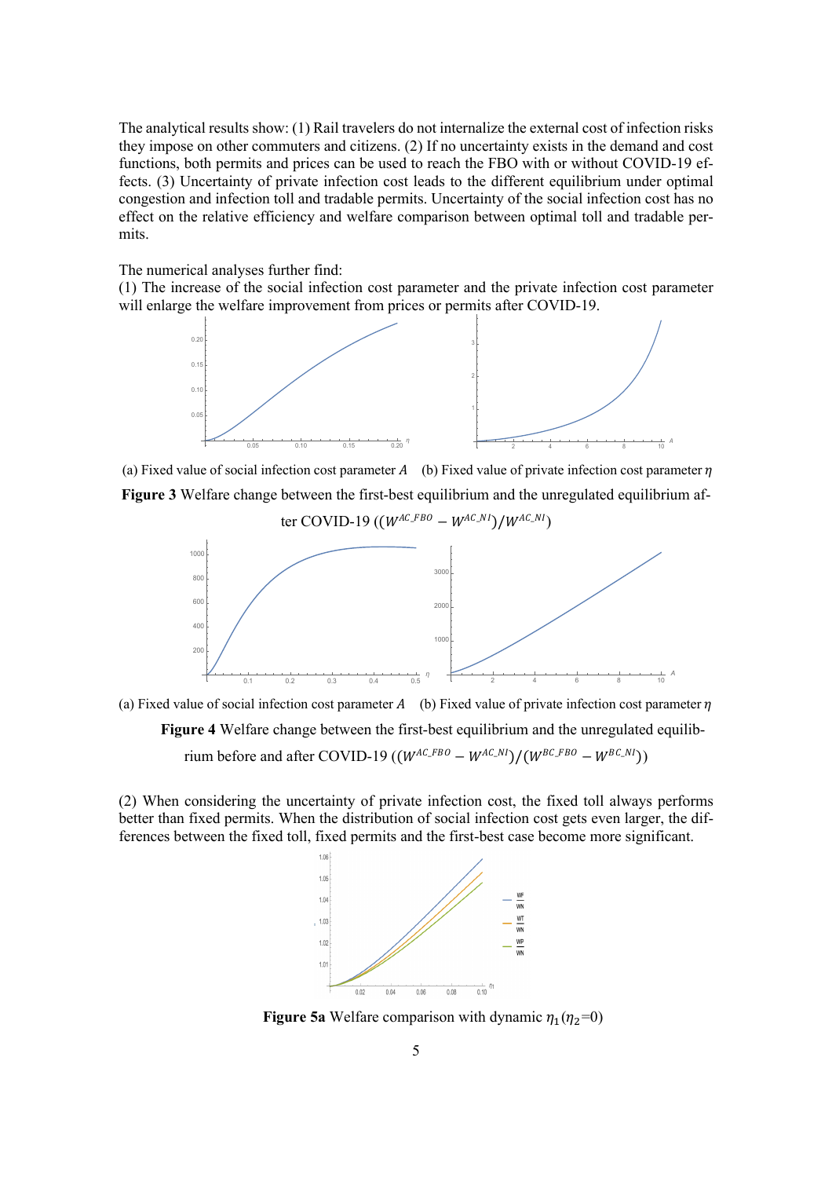The analytical results show: (1) Rail travelers do not internalize the external cost of infection risks they impose on other commuters and citizens. (2) If no uncertainty exists in the demand and cost functions, both permits and prices can be used to reach the FBO with or without COVID-19 effects. (3) Uncertainty of private infection cost leads to the different equilibrium under optimal congestion and infection toll and tradable permits. Uncertainty of the social infection cost has no effect on the relative efficiency and welfare comparison between optimal toll and tradable permits.

The numerical analyses further find:
(1) The increase of the social infection cost parameter and the private infection cost parameter will enlarge the welfare improvement from prices or permits after COVID-19.

(a) Fixed value of social infection cost parameter $A$ (b) Fixed value of private infection cost parameter $\eta$

**Figure 3** Welfare change between the first-best equilibrium and the unregulated equilibrium after COVID-19 ($(W^{AC\_FBO} - W^{AC\_NI})/W^{AC\_NI}$)

(a) Fixed value of social infection cost parameter $A$ (b) Fixed value of private infection cost parameter $\eta$

**Figure 4** Welfare change between the first-best equilibrium and the unregulated equilibrium before and after COVID-19 ($(W^{AC\_FBO} - W^{AC\_NI})/(W^{BC\_FBO} - W^{BC\_NI})$)

(2) When considering the uncertainty of private infection cost, the fixed toll always performs better than fixed permits. When the distribution of social infection cost gets even larger, the differences between the fixed toll, fixed permits and the first-best case become more significant.

**Figure 5a** Welfare comparison with dynamic $\eta_1$ ($\eta_2$=0)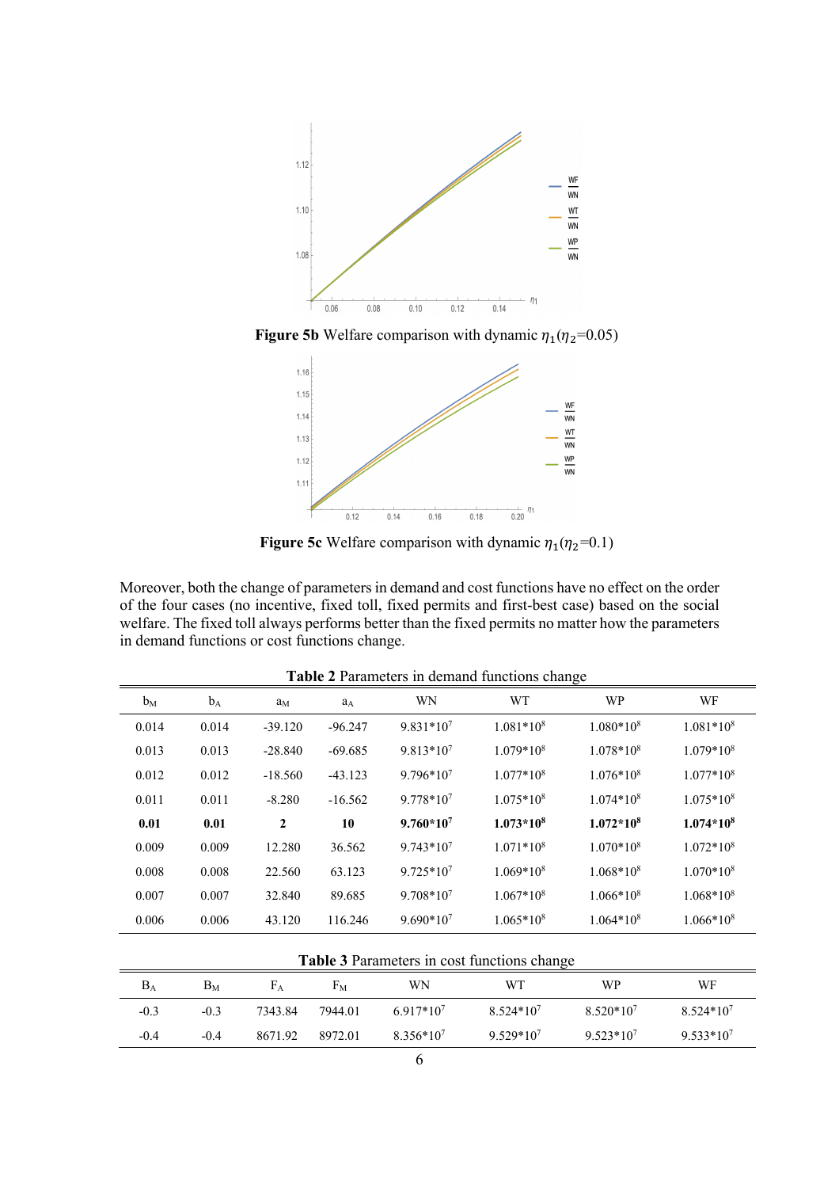**Figure 5b** Welfare comparison with dynamic $\eta_1$($\eta_2$=0.05)

**Figure 5c** Welfare comparison with dynamic $\eta_1$($\eta_2$=0.1)

Moreover, both the change of parameters in demand and cost functions have no effect on the order of the four cases (no incentive, fixed toll, fixed permits and first-best case) based on the social welfare. The fixed toll always performs better than the fixed permits no matter how the parameters in demand functions or cost functions change.

**Table 2** Parameters in demand functions change

| $b_M$ | $b_A$ | $a_M$ | $a_A$ | WN | WT | WP | WF |
|---|---|---|---|---|---|---|---|
| 0.014 | 0.014 | -39.120 | -96.247 | $9.831*10^7$ | $1.081*10^8$ | $1.080*10^8$ | $1.081*10^8$ |
| 0.013 | 0.013 | -28.840 | -69.685 | $9.813*10^7$ | $1.079*10^8$ | $1.078*10^8$ | $1.079*10^8$ |
| 0.012 | 0.012 | -18.560 | -43.123 | $9.796*10^7$ | $1.077*10^8$ | $1.076*10^8$ | $1.077*10^8$ |
| 0.011 | 0.011 | -8.280 | -16.562 | $9.778*10^7$ | $1.075*10^8$ | $1.074*10^8$ | $1.075*10^8$ |
| **0.01** | **0.01** | **2** | **10** | **$9.760*10^7$** | **$1.073*10^8$** | **$1.072*10^8$** | **$1.074*10^8$** |
| 0.009 | 0.009 | 12.280 | 36.562 | $9.743*10^7$ | $1.071*10^8$ | $1.070*10^8$ | $1.072*10^8$ |
| 0.008 | 0.008 | 22.560 | 63.123 | $9.725*10^7$ | $1.069*10^8$ | $1.068*10^8$ | $1.070*10^8$ |
| 0.007 | 0.007 | 32.840 | 89.685 | $9.708*10^7$ | $1.067*10^8$ | $1.066*10^8$ | $1.068*10^8$ |
| 0.006 | 0.006 | 43.120 | 116.246 | $9.690*10^7$ | $1.065*10^8$ | $1.064*10^8$ | $1.066*10^8$ |

**Table 3** Parameters in cost functions change

| $B_A$ | $B_M$ | $F_A$ | $F_M$ | WN | WT | WP | WF |
|---|---|---|---|---|---|---|---|
| -0.3 | -0.3 | 7343.84 | 7944.01 | $6.917*10^7$ | $8.524*10^7$ | $8.520*10^7$ | $8.524*10^7$ |
| -0.4 | -0.4 | 8671.92 | 8972.01 | $8.356*10^7$ | $9.529*10^7$ | $9.523*10^7$ | $9.533*10^7$ |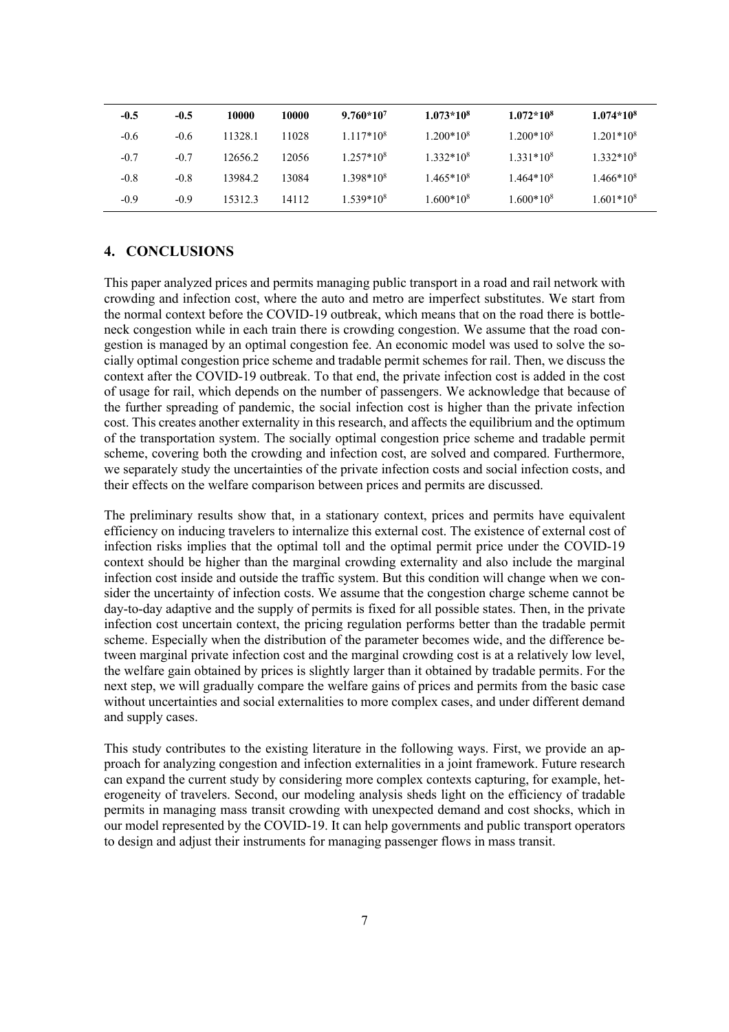| **-0.5** | **-0.5** | **10000** | **10000** | **$9.760*10^7$** | **$1.073*10^8$** | **$1.072*10^8$** | **$1.074*10^8$** |
|---|---|---|---|---|---|---|---|
| -0.6 | -0.6 | 11328.1 | 11028 | $1.117*10^8$ | $1.200*10^8$ | $1.200*10^8$ | $1.201*10^8$ |
| -0.7 | -0.7 | 12656.2 | 12056 | $1.257*10^8$ | $1.332*10^8$ | $1.331*10^8$ | $1.332*10^8$ |
| -0.8 | -0.8 | 13984.2 | 13084 | $1.398*10^8$ | $1.465*10^8$ | $1.464*10^8$ | $1.466*10^8$ |
| -0.9 | -0.9 | 15312.3 | 14112 | $1.539*10^8$ | $1.600*10^8$ | $1.600*10^8$ | $1.601*10^8$ |

## 4. CONCLUSIONS

This paper analyzed prices and permits managing public transport in a road and rail network with crowding and infection cost, where the auto and metro are imperfect substitutes. We start from the normal context before the COVID-19 outbreak, which means that on the road there is bottleneck congestion while in each train there is crowding congestion. We assume that the road congestion is managed by an optimal congestion fee. An economic model was used to solve the socially optimal congestion price scheme and tradable permit schemes for rail. Then, we discuss the context after the COVID-19 outbreak. To that end, the private infection cost is added in the cost of usage for rail, which depends on the number of passengers. We acknowledge that because of the further spreading of pandemic, the social infection cost is higher than the private infection cost. This creates another externality in this research, and affects the equilibrium and the optimum of the transportation system. The socially optimal congestion price scheme and tradable permit scheme, covering both the crowding and infection cost, are solved and compared. Furthermore, we separately study the uncertainties of the private infection costs and social infection costs, and their effects on the welfare comparison between prices and permits are discussed.

The preliminary results show that, in a stationary context, prices and permits have equivalent efficiency on inducing travelers to internalize this external cost. The existence of external cost of infection risks implies that the optimal toll and the optimal permit price under the COVID-19 context should be higher than the marginal crowding externality and also include the marginal infection cost inside and outside the traffic system. But this condition will change when we consider the uncertainty of infection costs. We assume that the congestion charge scheme cannot be day-to-day adaptive and the supply of permits is fixed for all possible states. Then, in the private infection cost uncertain context, the pricing regulation performs better than the tradable permit scheme. Especially when the distribution of the parameter becomes wide, and the difference between marginal private infection cost and the marginal crowding cost is at a relatively low level, the welfare gain obtained by prices is slightly larger than it obtained by tradable permits. For the next step, we will gradually compare the welfare gains of prices and permits from the basic case without uncertainties and social externalities to more complex cases, and under different demand and supply cases.

This study contributes to the existing literature in the following ways. First, we provide an approach for analyzing congestion and infection externalities in a joint framework. Future research can expand the current study by considering more complex contexts capturing, for example, heterogeneity of travelers. Second, our modeling analysis sheds light on the efficiency of tradable permits in managing mass transit crowding with unexpected demand and cost shocks, which in our model represented by the COVID-19. It can help governments and public transport operators to design and adjust their instruments for managing passenger flows in mass transit.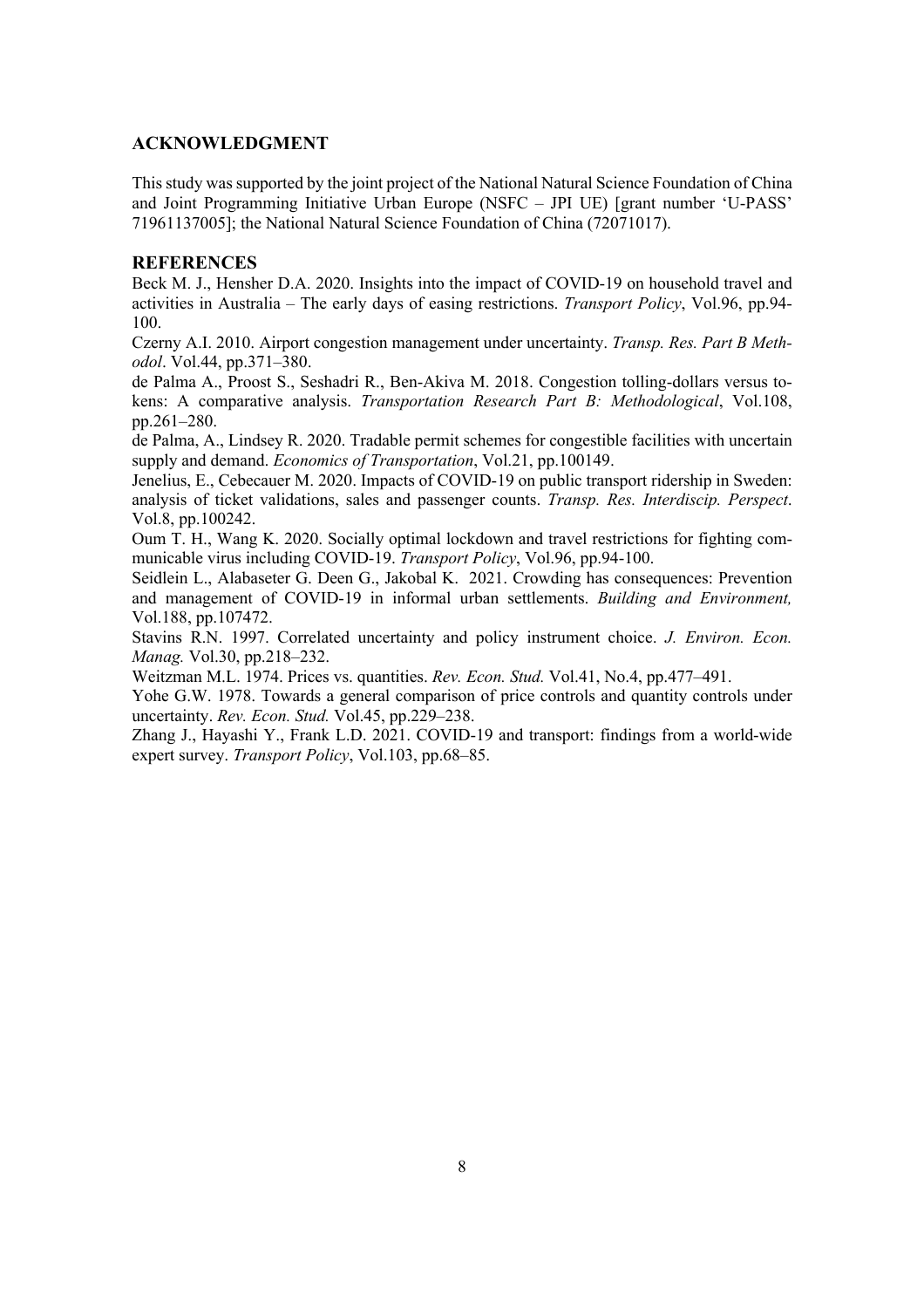## ACKNOWLEDGMENT

This study was supported by the joint project of the National Natural Science Foundation of China and Joint Programming Initiative Urban Europe (NSFC – JPI UE) [grant number 'U-PASS' 71961137005]; the National Natural Science Foundation of China (72071017).

## REFERENCES

Beck M. J., Hensher D.A. 2020. Insights into the impact of COVID-19 on household travel and activities in Australia – The early days of easing restrictions. *Transport Policy*, Vol.96, pp.94-100.

Czerny A.I. 2010. Airport congestion management under uncertainty. *Transp. Res. Part B Methodol*. Vol.44, pp.371–380.

de Palma A., Proost S., Seshadri R., Ben-Akiva M. 2018. Congestion tolling-dollars versus tokens: A comparative analysis. *Transportation Research Part B: Methodological*, Vol.108, pp.261–280.

de Palma, A., Lindsey R. 2020. Tradable permit schemes for congestible facilities with uncertain supply and demand. *Economics of Transportation*, Vol.21, pp.100149.

Jenelius, E., Cebecauer M. 2020. Impacts of COVID-19 on public transport ridership in Sweden: analysis of ticket validations, sales and passenger counts. *Transp. Res. Interdiscip. Perspect*. Vol.8, pp.100242.

Oum T. H., Wang K. 2020. Socially optimal lockdown and travel restrictions for fighting communicable virus including COVID-19. *Transport Policy*, Vol.96, pp.94-100.

Seidlein L., Alabaseter G. Deen G., Jakobal K. 2021. Crowding has consequences: Prevention and management of COVID-19 in informal urban settlements. *Building and Environment,* Vol.188, pp.107472.

Stavins R.N. 1997. Correlated uncertainty and policy instrument choice. *J. Environ. Econ. Manag.* Vol.30, pp.218–232.

Weitzman M.L. 1974. Prices vs. quantities. *Rev. Econ. Stud.* Vol.41, No.4, pp.477–491.

Yohe G.W. 1978. Towards a general comparison of price controls and quantity controls under uncertainty. *Rev. Econ. Stud.* Vol.45, pp.229–238.

Zhang J., Hayashi Y., Frank L.D. 2021. COVID-19 and transport: findings from a world-wide expert survey. *Transport Policy*, Vol.103, pp.68–85.